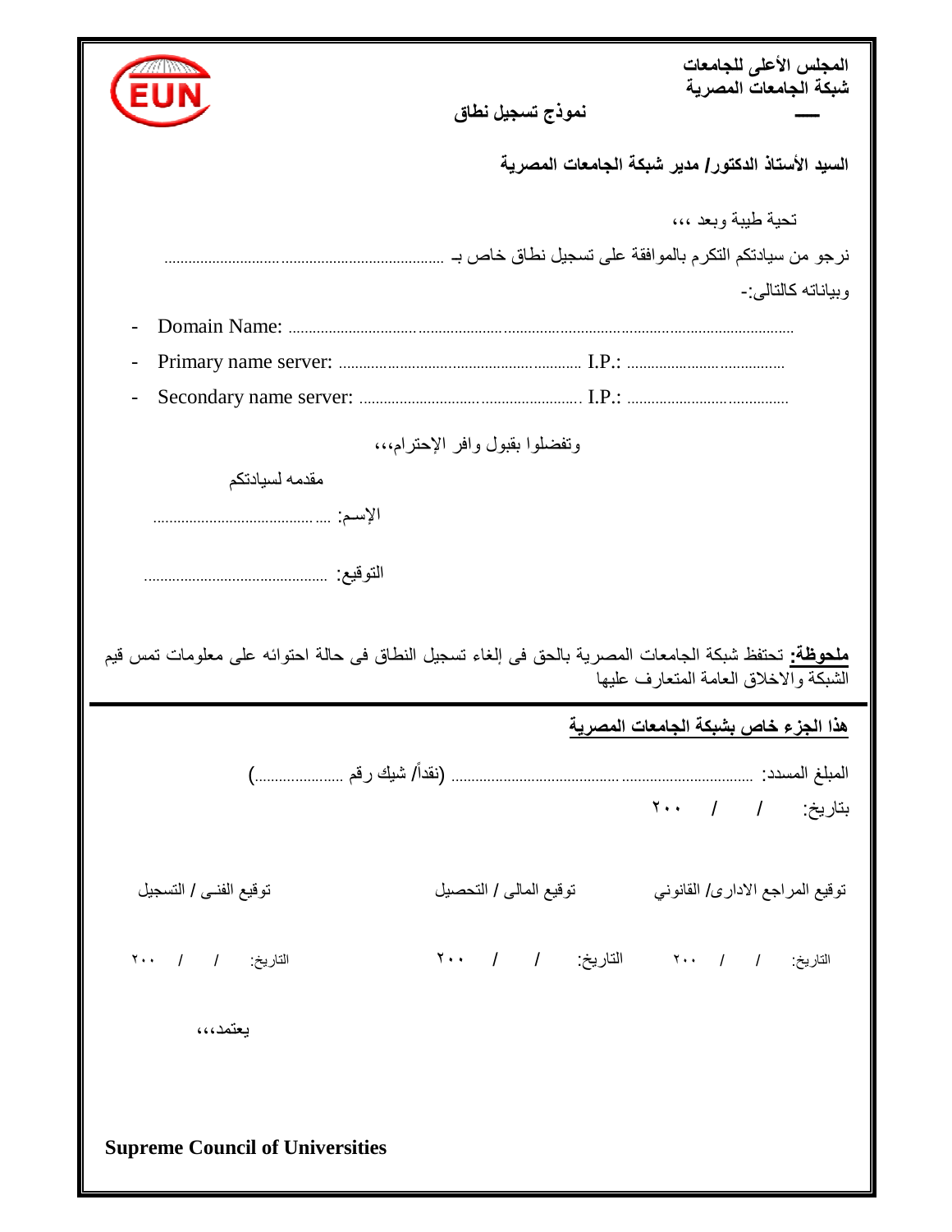**المجلس الأعلى للجامعات**
**شبكة الجامعات المصرية**

**نموذج تسجيل نطاق**

**السيد الأستاذ الدكتور/ مدير شبكة الجامعات المصرية**

تحية طيبة وبعد ،،،

نرجو من سيادتكم التكرم بالموافقة على تسجيل نطاق خاص بـ ..........................................................................

وبياناته كالتالى:-

- Domain Name: ..................................................................................................................
- Primary name server: .............................................................. I.P.: .......................................
- Secondary name server: ......................................................... I.P.: .......................................

وتفضلوا بقبول وافر الإحترام،،،

مقدمه لسيادتكم

الإسم: ..........................................

التوقيع: ..............................................

**ملحوظة:** تحتفظ شبكة الجامعات المصرية بالحق فى إلغاء تسجيل النطاق فى حالة احتوائه على معلومات تمس قيم الشبكة والاخلاق العامة المتعارف عليها

---

**هذا الجزء خاص بشبكة الجامعات المصرية**

المبلغ المسدد: ......................................................................... (نقداً/ شيك رقم .....................)

بتاريخ: / / ٢٠٠

| توقيع المراجع الادارى/ القانوني | توقيع المالى / التحصيل | توقيع الفنى / التسجيل |
|---|---|---|
| التاريخ: / / ٢٠٠ | التاريخ: / / ٢٠٠ | التاريخ: / / ٢٠٠ |

يعتمد،،،

**Supreme Council of Universities**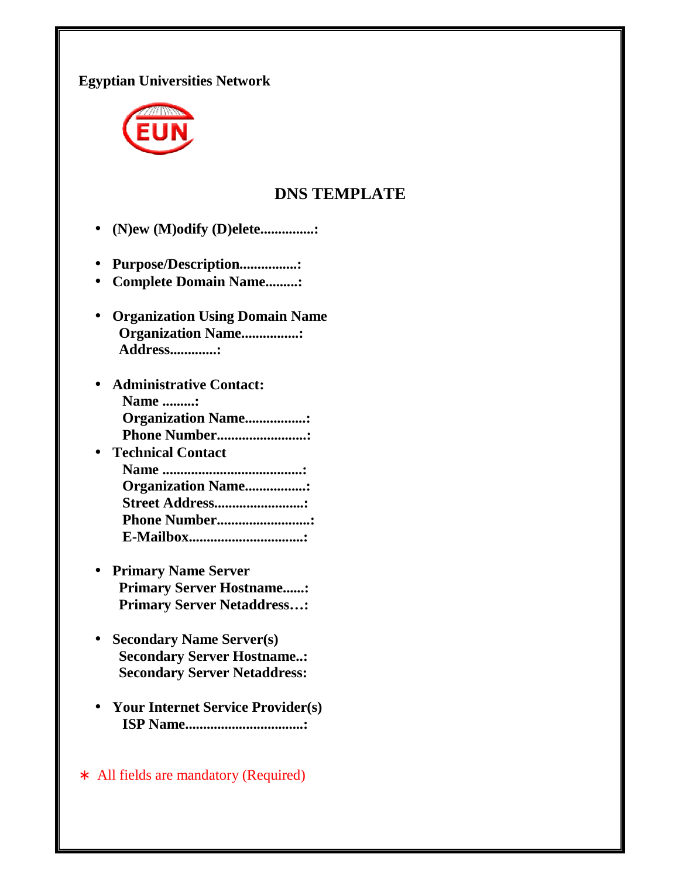**Egyptian Universities Network**

EUN

# DNS TEMPLATE

- **(N)ew (M)odify (D)elete...............:**

- **Purpose/Description................:**
- **Complete Domain Name.........:**

- **Organization Using Domain Name**
  **Organization Name................:**
  **Address.............:**

- **Administrative Contact:**
  **Name .........:**
  **Organization Name.................:**
  **Phone Number.........................:**
- **Technical Contact**
  **Name .......................................:**
  **Organization Name.................:**
  **Street Address.........................:**
  **Phone Number..........................:**
  **E-Mailbox................................:**

- **Primary Name Server**
  **Primary Server Hostname......:**
  **Primary Server Netaddress…:**

- **Secondary Name Server(s)**
  **Secondary Server Hostname..:**
  **Secondary Server Netaddress:**

- **Your Internet Service Provider(s)**
  **ISP Name.................................:**

∗ All fields are mandatory (Required)